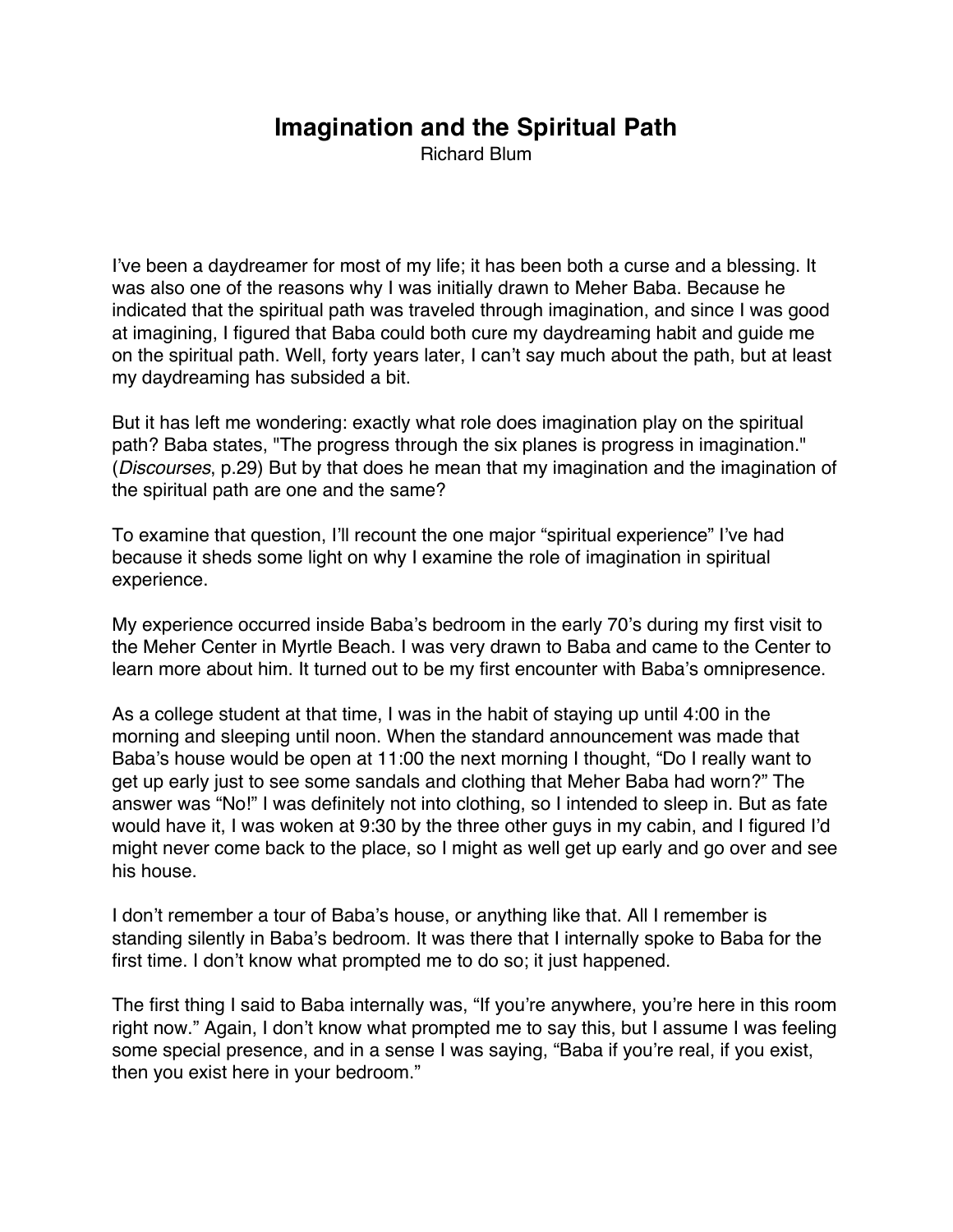# Imagination and the Spiritual Path

Richard Blum

I've been a daydreamer for most of my life; it has been both a curse and a blessing. It was also one of the reasons why I was initially drawn to Meher Baba. Because he indicated that the spiritual path was traveled through imagination, and since I was good at imagining, I figured that Baba could both cure my daydreaming habit and guide me on the spiritual path. Well, forty years later, I can't say much about the path, but at least my daydreaming has subsided a bit.

But it has left me wondering: exactly what role does imagination play on the spiritual path? Baba states, "The progress through the six planes is progress in imagination." (*Discourses*, p.29) But by that does he mean that my imagination and the imagination of the spiritual path are one and the same?

To examine that question, I'll recount the one major "spiritual experience" I've had because it sheds some light on why I examine the role of imagination in spiritual experience.

My experience occurred inside Baba's bedroom in the early 70's during my first visit to the Meher Center in Myrtle Beach. I was very drawn to Baba and came to the Center to learn more about him. It turned out to be my first encounter with Baba's omnipresence.

As a college student at that time, I was in the habit of staying up until 4:00 in the morning and sleeping until noon. When the standard announcement was made that Baba's house would be open at 11:00 the next morning I thought, "Do I really want to get up early just to see some sandals and clothing that Meher Baba had worn?" The answer was "No!" I was definitely not into clothing, so I intended to sleep in. But as fate would have it, I was woken at 9:30 by the three other guys in my cabin, and I figured I'd might never come back to the place, so I might as well get up early and go over and see his house.

I don't remember a tour of Baba's house, or anything like that. All I remember is standing silently in Baba's bedroom. It was there that I internally spoke to Baba for the first time. I don't know what prompted me to do so; it just happened.

The first thing I said to Baba internally was, "If you're anywhere, you're here in this room right now." Again, I don't know what prompted me to say this, but I assume I was feeling some special presence, and in a sense I was saying, "Baba if you're real, if you exist, then you exist here in your bedroom."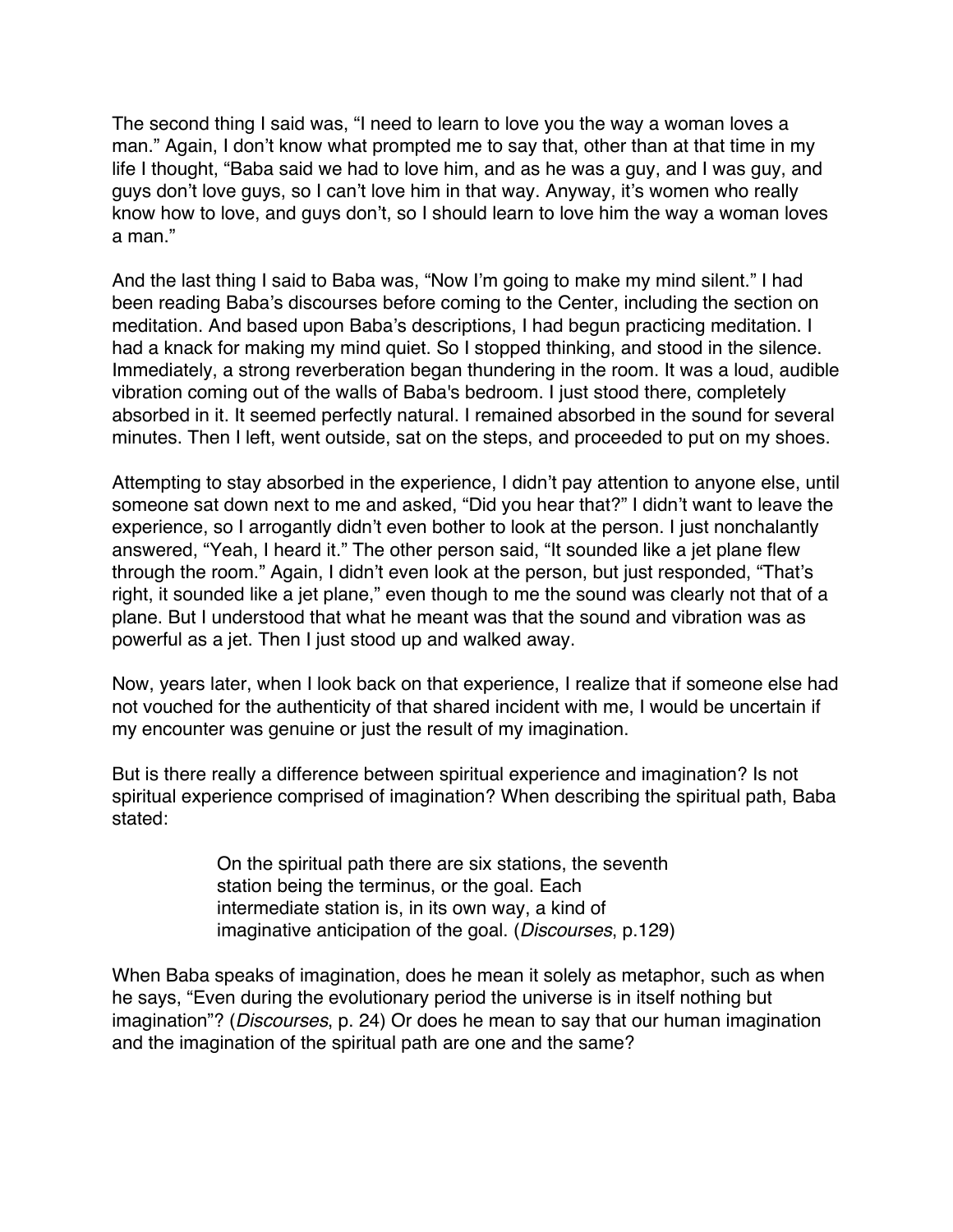The second thing I said was, “I need to learn to love you the way a woman loves a man.” Again, I don’t know what prompted me to say that, other than at that time in my life I thought, “Baba said we had to love him, and as he was a guy, and I was guy, and guys don’t love guys, so I can’t love him in that way. Anyway, it’s women who really know how to love, and guys don’t, so I should learn to love him the way a woman loves a man.”

And the last thing I said to Baba was, “Now I’m going to make my mind silent.” I had been reading Baba’s discourses before coming to the Center, including the section on meditation. And based upon Baba’s descriptions, I had begun practicing meditation. I had a knack for making my mind quiet. So I stopped thinking, and stood in the silence. Immediately, a strong reverberation began thundering in the room. It was a loud, audible vibration coming out of the walls of Baba's bedroom. I just stood there, completely absorbed in it. It seemed perfectly natural. I remained absorbed in the sound for several minutes. Then I left, went outside, sat on the steps, and proceeded to put on my shoes.

Attempting to stay absorbed in the experience, I didn’t pay attention to anyone else, until someone sat down next to me and asked, “Did you hear that?” I didn’t want to leave the experience, so I arrogantly didn’t even bother to look at the person. I just nonchalantly answered, “Yeah, I heard it.” The other person said, “It sounded like a jet plane flew through the room.” Again, I didn’t even look at the person, but just responded, “That’s right, it sounded like a jet plane,” even though to me the sound was clearly not that of a plane. But I understood that what he meant was that the sound and vibration was as powerful as a jet. Then I just stood up and walked away.

Now, years later, when I look back on that experience, I realize that if someone else had not vouched for the authenticity of that shared incident with me, I would be uncertain if my encounter was genuine or just the result of my imagination.

But is there really a difference between spiritual experience and imagination? Is not spiritual experience comprised of imagination? When describing the spiritual path, Baba stated:

> On the spiritual path there are six stations, the seventh station being the terminus, or the goal. Each intermediate station is, in its own way, a kind of imaginative anticipation of the goal. (*Discourses*, p.129)

When Baba speaks of imagination, does he mean it solely as metaphor, such as when he says, “Even during the evolutionary period the universe is in itself nothing but imagination”? (*Discourses*, p. 24) Or does he mean to say that our human imagination and the imagination of the spiritual path are one and the same?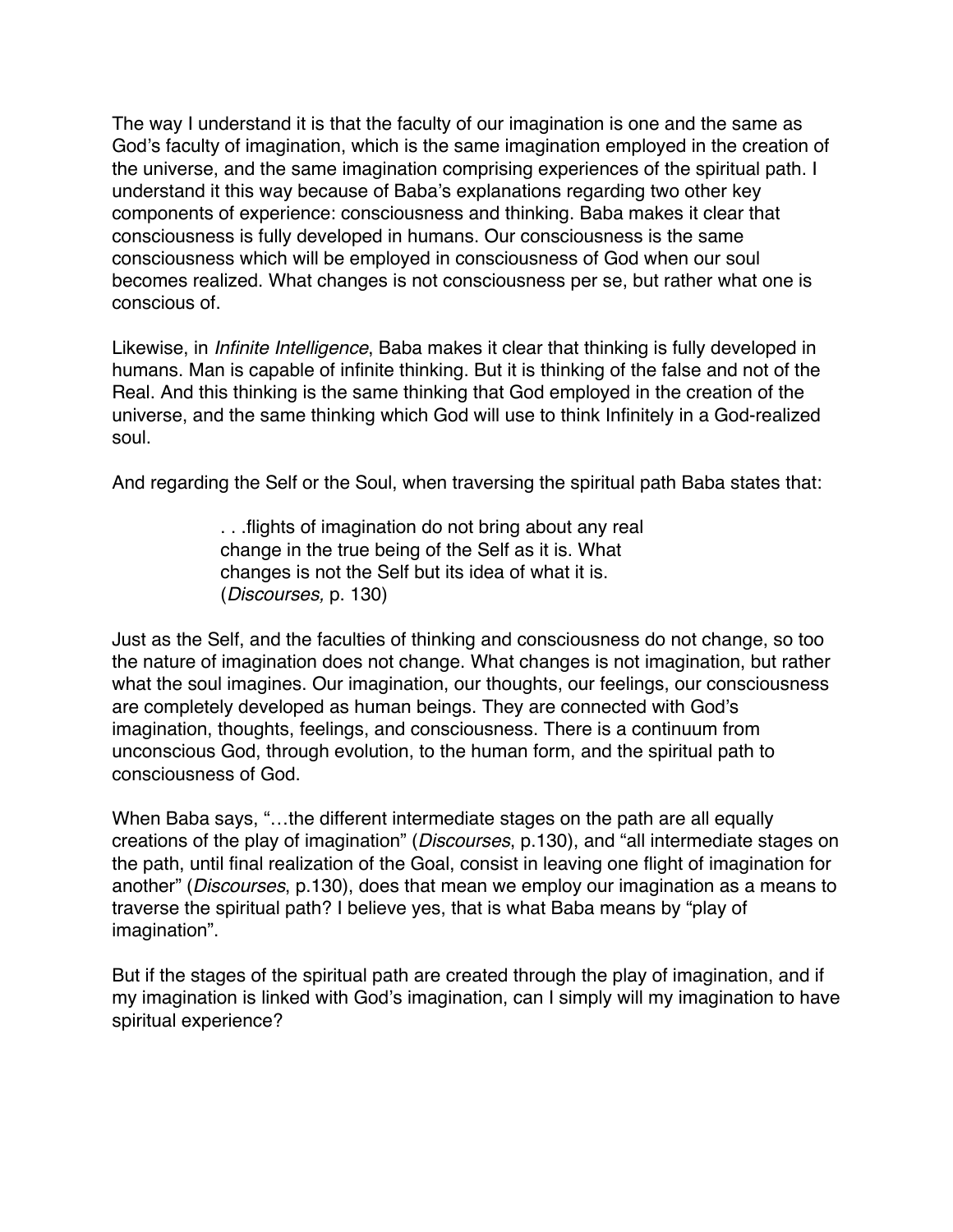The way I understand it is that the faculty of our imagination is one and the same as God's faculty of imagination, which is the same imagination employed in the creation of the universe, and the same imagination comprising experiences of the spiritual path. I understand it this way because of Baba's explanations regarding two other key components of experience: consciousness and thinking. Baba makes it clear that consciousness is fully developed in humans. Our consciousness is the same consciousness which will be employed in consciousness of God when our soul becomes realized. What changes is not consciousness per se, but rather what one is conscious of.

Likewise, in *Infinite Intelligence*, Baba makes it clear that thinking is fully developed in humans. Man is capable of infinite thinking. But it is thinking of the false and not of the Real. And this thinking is the same thinking that God employed in the creation of the universe, and the same thinking which God will use to think Infinitely in a God-realized soul.

And regarding the Self or the Soul, when traversing the spiritual path Baba states that:

> . . .flights of imagination do not bring about any real change in the true being of the Self as it is. What changes is not the Self but its idea of what it is. (*Discourses,* p. 130)

Just as the Self, and the faculties of thinking and consciousness do not change, so too the nature of imagination does not change. What changes is not imagination, but rather what the soul imagines. Our imagination, our thoughts, our feelings, our consciousness are completely developed as human beings. They are connected with God's imagination, thoughts, feelings, and consciousness. There is a continuum from unconscious God, through evolution, to the human form, and the spiritual path to consciousness of God.

When Baba says, "…the different intermediate stages on the path are all equally creations of the play of imagination" (*Discourses*, p.130), and "all intermediate stages on the path, until final realization of the Goal, consist in leaving one flight of imagination for another" (*Discourses*, p.130), does that mean we employ our imagination as a means to traverse the spiritual path? I believe yes, that is what Baba means by "play of imagination".

But if the stages of the spiritual path are created through the play of imagination, and if my imagination is linked with God's imagination, can I simply will my imagination to have spiritual experience?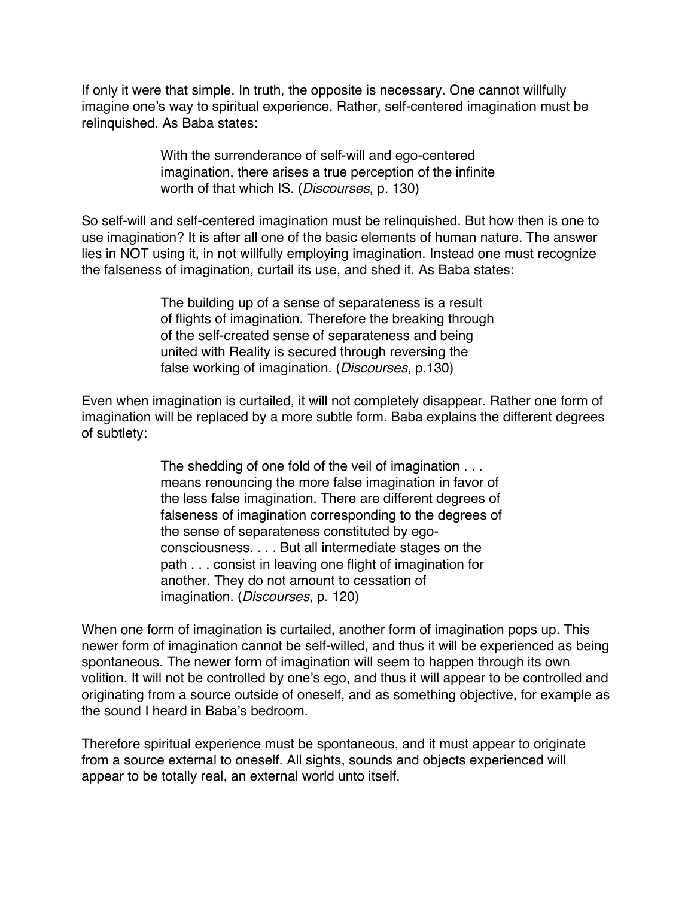If only it were that simple. In truth, the opposite is necessary. One cannot willfully imagine one's way to spiritual experience. Rather, self-centered imagination must be relinquished. As Baba states:

> With the surrenderance of self-will and ego-centered imagination, there arises a true perception of the infinite worth of that which IS. (*Discourses*, p. 130)

So self-will and self-centered imagination must be relinquished. But how then is one to use imagination? It is after all one of the basic elements of human nature. The answer lies in NOT using it, in not willfully employing imagination. Instead one must recognize the falseness of imagination, curtail its use, and shed it. As Baba states:

> The building up of a sense of separateness is a result of flights of imagination. Therefore the breaking through of the self-created sense of separateness and being united with Reality is secured through reversing the false working of imagination. (*Discourses*, p.130)

Even when imagination is curtailed, it will not completely disappear. Rather one form of imagination will be replaced by a more subtle form. Baba explains the different degrees of subtlety:

> The shedding of one fold of the veil of imagination . . . means renouncing the more false imagination in favor of the less false imagination. There are different degrees of falseness of imagination corresponding to the degrees of the sense of separateness constituted by ego-consciousness. . . . But all intermediate stages on the path . . . consist in leaving one flight of imagination for another. They do not amount to cessation of imagination. (*Discourses*, p. 120)

When one form of imagination is curtailed, another form of imagination pops up. This newer form of imagination cannot be self-willed, and thus it will be experienced as being spontaneous. The newer form of imagination will seem to happen through its own volition. It will not be controlled by one's ego, and thus it will appear to be controlled and originating from a source outside of oneself, and as something objective, for example as the sound I heard in Baba's bedroom.

Therefore spiritual experience must be spontaneous, and it must appear to originate from a source external to oneself. All sights, sounds and objects experienced will appear to be totally real, an external world unto itself.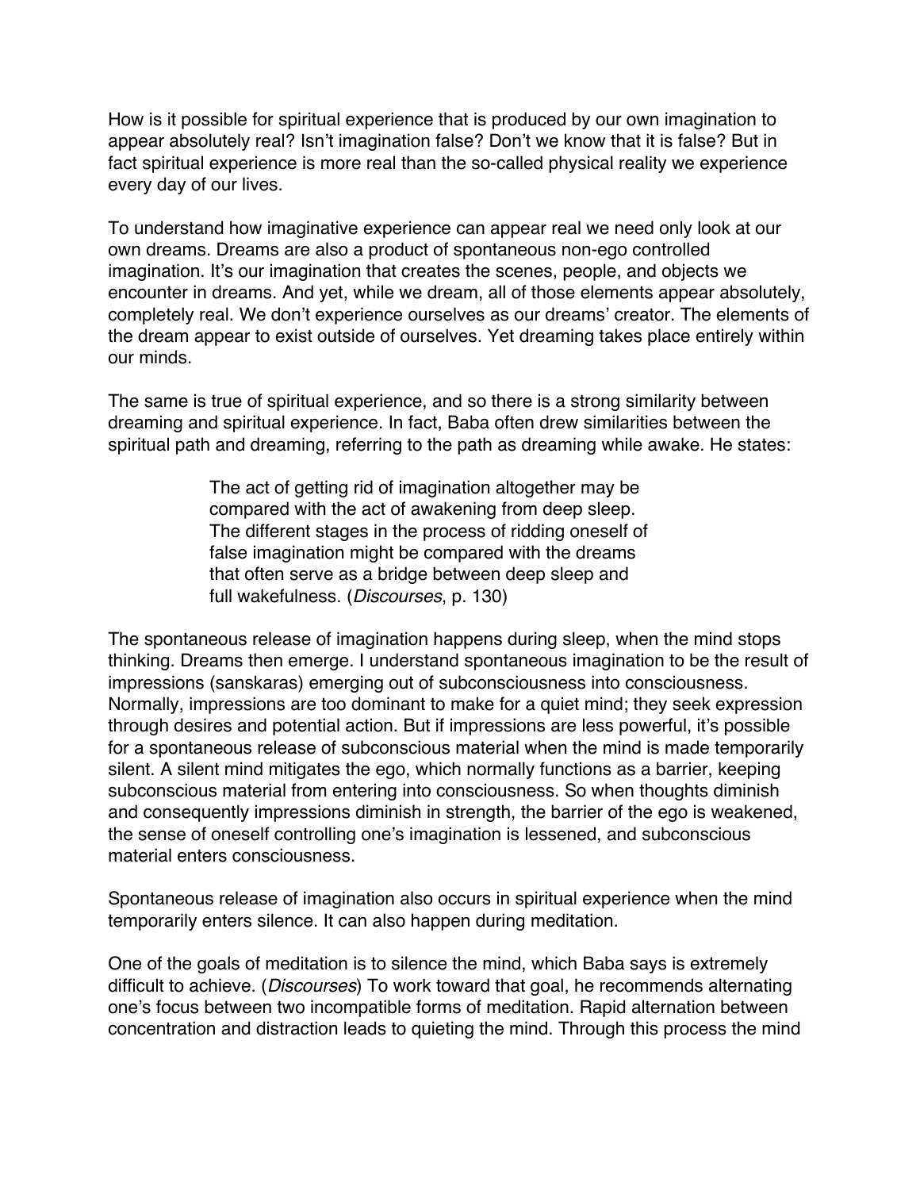How is it possible for spiritual experience that is produced by our own imagination to appear absolutely real? Isn't imagination false? Don't we know that it is false? But in fact spiritual experience is more real than the so-called physical reality we experience every day of our lives.

To understand how imaginative experience can appear real we need only look at our own dreams. Dreams are also a product of spontaneous non-ego controlled imagination. It's our imagination that creates the scenes, people, and objects we encounter in dreams. And yet, while we dream, all of those elements appear absolutely, completely real. We don't experience ourselves as our dreams' creator. The elements of the dream appear to exist outside of ourselves. Yet dreaming takes place entirely within our minds.

The same is true of spiritual experience, and so there is a strong similarity between dreaming and spiritual experience. In fact, Baba often drew similarities between the spiritual path and dreaming, referring to the path as dreaming while awake. He states:

> The act of getting rid of imagination altogether may be compared with the act of awakening from deep sleep. The different stages in the process of ridding oneself of false imagination might be compared with the dreams that often serve as a bridge between deep sleep and full wakefulness. (*Discourses*, p. 130)

The spontaneous release of imagination happens during sleep, when the mind stops thinking. Dreams then emerge. I understand spontaneous imagination to be the result of impressions (sanskaras) emerging out of subconsciousness into consciousness. Normally, impressions are too dominant to make for a quiet mind; they seek expression through desires and potential action. But if impressions are less powerful, it's possible for a spontaneous release of subconscious material when the mind is made temporarily silent. A silent mind mitigates the ego, which normally functions as a barrier, keeping subconscious material from entering into consciousness. So when thoughts diminish and consequently impressions diminish in strength, the barrier of the ego is weakened, the sense of oneself controlling one's imagination is lessened, and subconscious material enters consciousness.

Spontaneous release of imagination also occurs in spiritual experience when the mind temporarily enters silence. It can also happen during meditation.

One of the goals of meditation is to silence the mind, which Baba says is extremely difficult to achieve. (*Discourses*) To work toward that goal, he recommends alternating one's focus between two incompatible forms of meditation. Rapid alternation between concentration and distraction leads to quieting the mind. Through this process the mind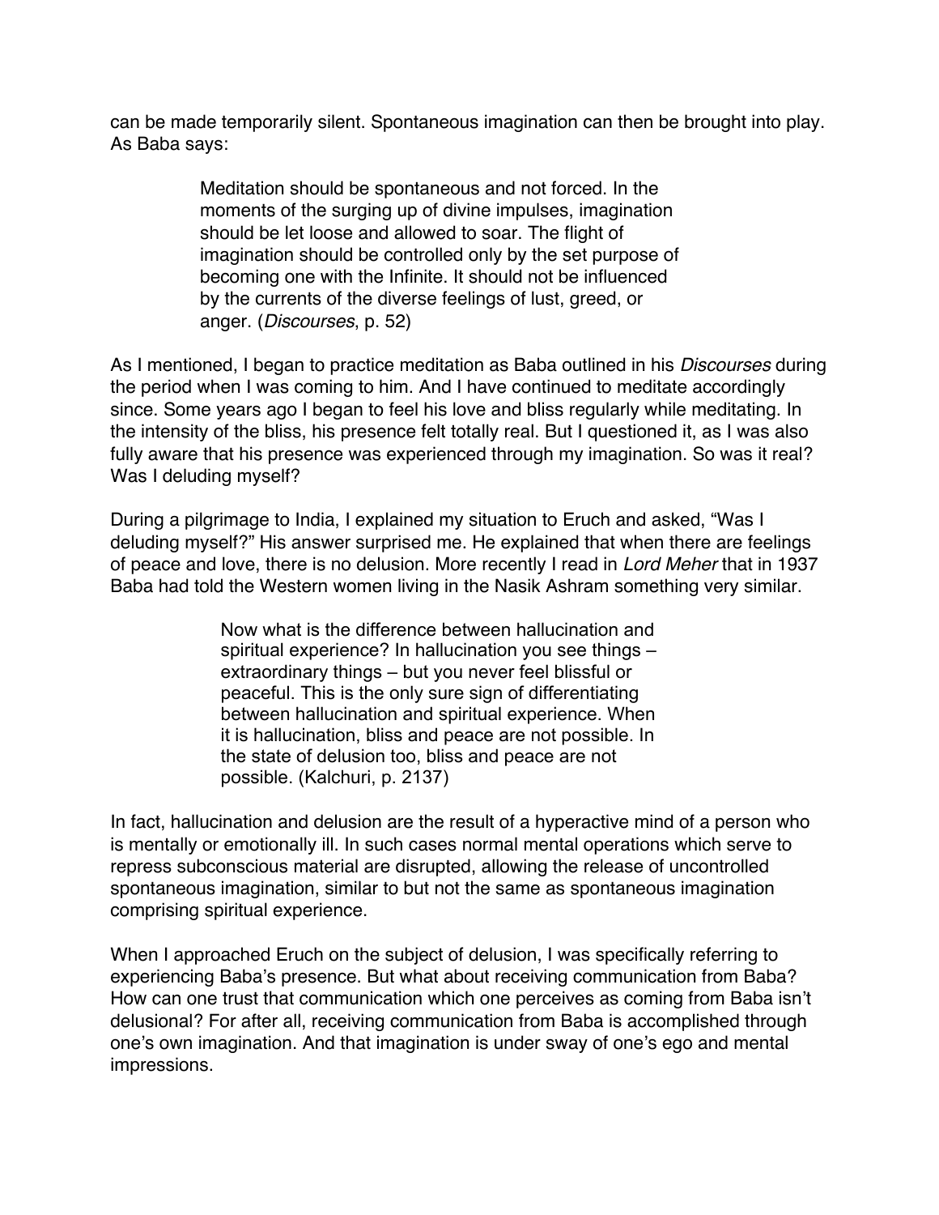can be made temporarily silent. Spontaneous imagination can then be brought into play. As Baba says:

> Meditation should be spontaneous and not forced. In the moments of the surging up of divine impulses, imagination should be let loose and allowed to soar. The flight of imagination should be controlled only by the set purpose of becoming one with the Infinite. It should not be influenced by the currents of the diverse feelings of lust, greed, or anger. (*Discourses*, p. 52)

As I mentioned, I began to practice meditation as Baba outlined in his *Discourses* during the period when I was coming to him. And I have continued to meditate accordingly since. Some years ago I began to feel his love and bliss regularly while meditating. In the intensity of the bliss, his presence felt totally real. But I questioned it, as I was also fully aware that his presence was experienced through my imagination. So was it real? Was I deluding myself?

During a pilgrimage to India, I explained my situation to Eruch and asked, "Was I deluding myself?" His answer surprised me. He explained that when there are feelings of peace and love, there is no delusion. More recently I read in *Lord Meher* that in 1937 Baba had told the Western women living in the Nasik Ashram something very similar.

> Now what is the difference between hallucination and spiritual experience? In hallucination you see things – extraordinary things – but you never feel blissful or peaceful. This is the only sure sign of differentiating between hallucination and spiritual experience. When it is hallucination, bliss and peace are not possible. In the state of delusion too, bliss and peace are not possible. (Kalchuri, p. 2137)

In fact, hallucination and delusion are the result of a hyperactive mind of a person who is mentally or emotionally ill. In such cases normal mental operations which serve to repress subconscious material are disrupted, allowing the release of uncontrolled spontaneous imagination, similar to but not the same as spontaneous imagination comprising spiritual experience.

When I approached Eruch on the subject of delusion, I was specifically referring to experiencing Baba's presence. But what about receiving communication from Baba? How can one trust that communication which one perceives as coming from Baba isn't delusional? For after all, receiving communication from Baba is accomplished through one's own imagination. And that imagination is under sway of one's ego and mental impressions.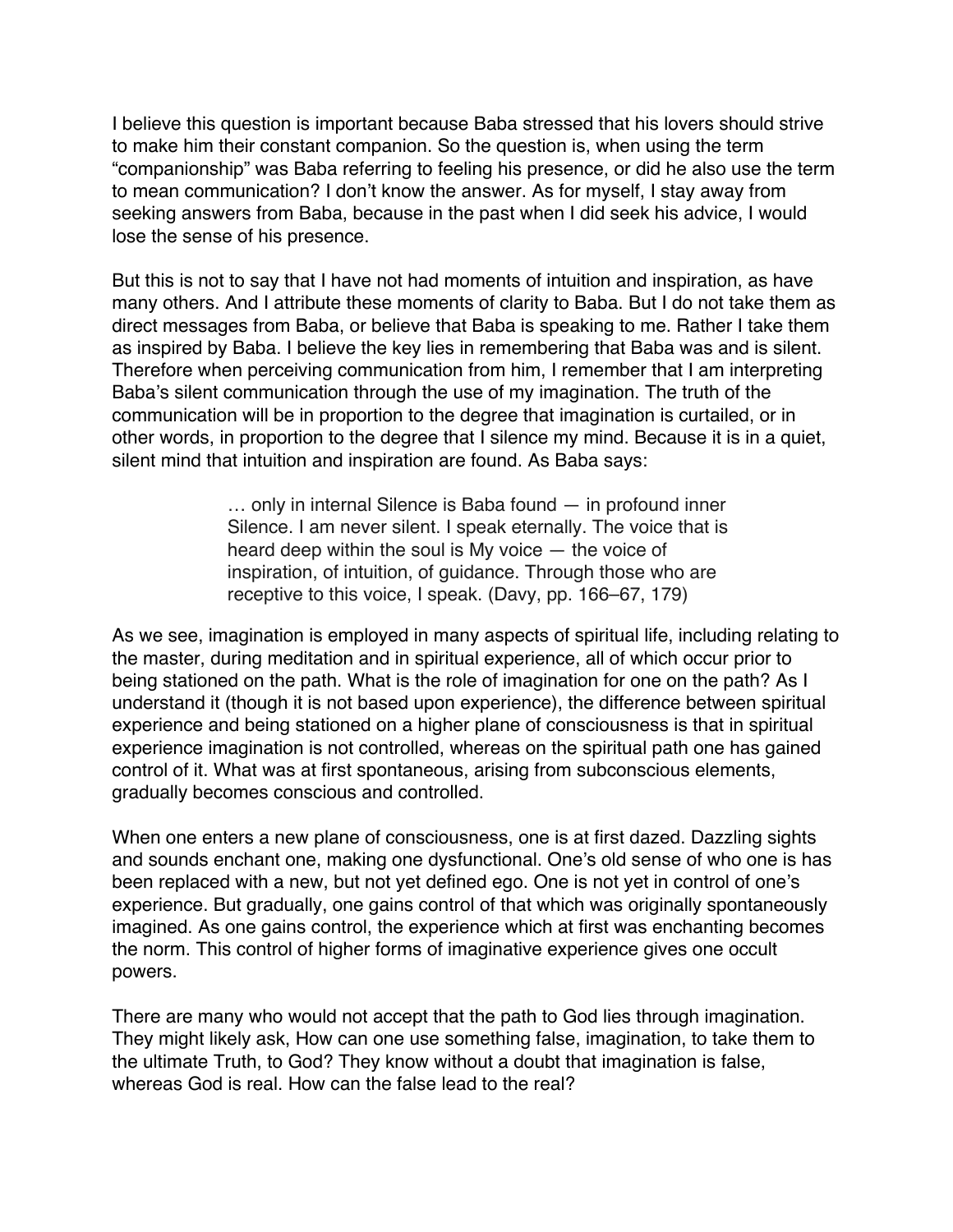I believe this question is important because Baba stressed that his lovers should strive to make him their constant companion. So the question is, when using the term "companionship" was Baba referring to feeling his presence, or did he also use the term to mean communication? I don't know the answer. As for myself, I stay away from seeking answers from Baba, because in the past when I did seek his advice, I would lose the sense of his presence.

But this is not to say that I have not had moments of intuition and inspiration, as have many others. And I attribute these moments of clarity to Baba. But I do not take them as direct messages from Baba, or believe that Baba is speaking to me. Rather I take them as inspired by Baba. I believe the key lies in remembering that Baba was and is silent. Therefore when perceiving communication from him, I remember that I am interpreting Baba's silent communication through the use of my imagination. The truth of the communication will be in proportion to the degree that imagination is curtailed, or in other words, in proportion to the degree that I silence my mind. Because it is in a quiet, silent mind that intuition and inspiration are found. As Baba says:

> … only in internal Silence is Baba found — in profound inner Silence. I am never silent. I speak eternally. The voice that is heard deep within the soul is My voice — the voice of inspiration, of intuition, of guidance. Through those who are receptive to this voice, I speak. (Davy, pp. 166–67, 179)

As we see, imagination is employed in many aspects of spiritual life, including relating to the master, during meditation and in spiritual experience, all of which occur prior to being stationed on the path. What is the role of imagination for one on the path? As I understand it (though it is not based upon experience), the difference between spiritual experience and being stationed on a higher plane of consciousness is that in spiritual experience imagination is not controlled, whereas on the spiritual path one has gained control of it. What was at first spontaneous, arising from subconscious elements, gradually becomes conscious and controlled.

When one enters a new plane of consciousness, one is at first dazed. Dazzling sights and sounds enchant one, making one dysfunctional. One's old sense of who one is has been replaced with a new, but not yet defined ego. One is not yet in control of one's experience. But gradually, one gains control of that which was originally spontaneously imagined. As one gains control, the experience which at first was enchanting becomes the norm. This control of higher forms of imaginative experience gives one occult powers.

There are many who would not accept that the path to God lies through imagination. They might likely ask, How can one use something false, imagination, to take them to the ultimate Truth, to God? They know without a doubt that imagination is false, whereas God is real. How can the false lead to the real?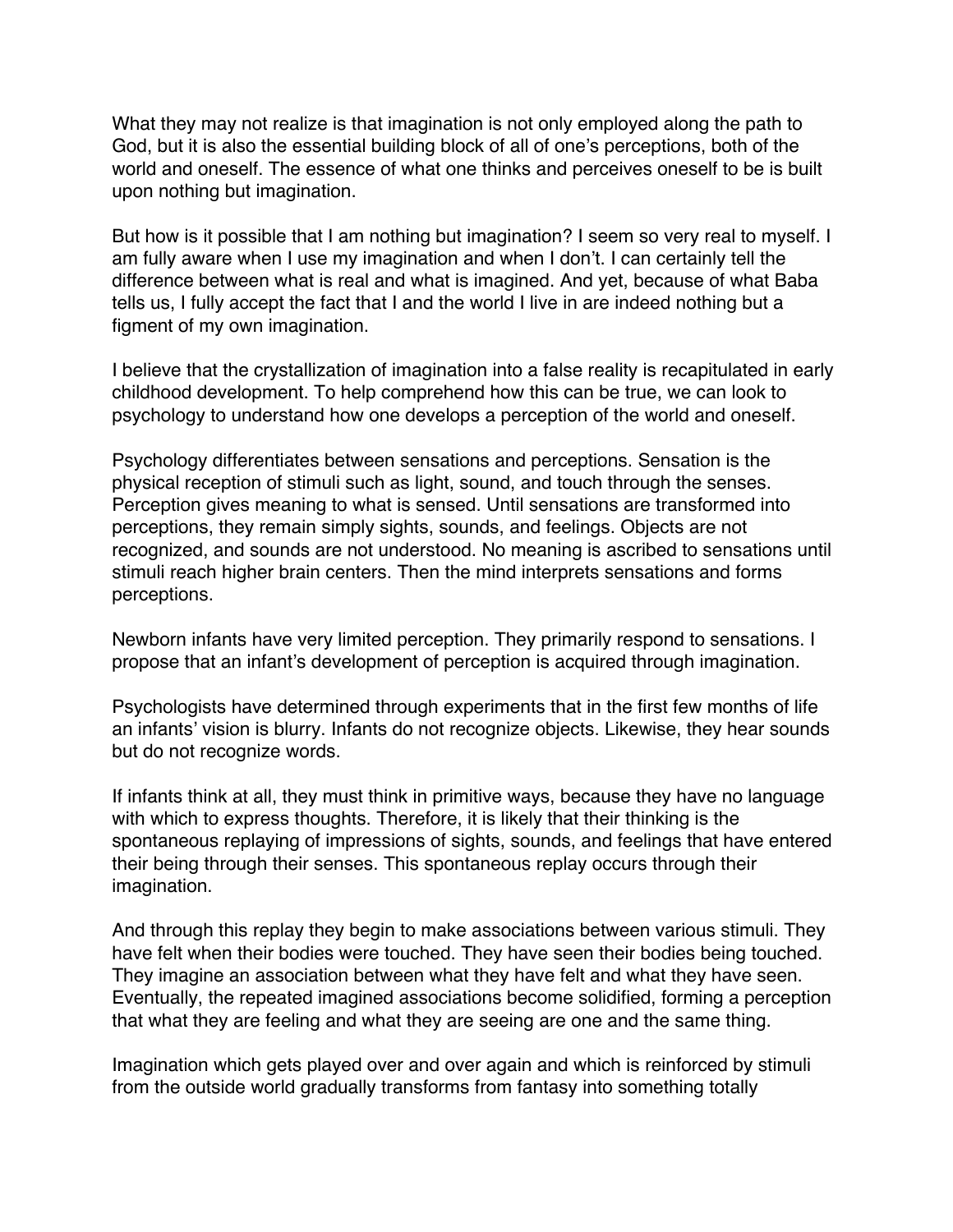What they may not realize is that imagination is not only employed along the path to God, but it is also the essential building block of all of one's perceptions, both of the world and oneself. The essence of what one thinks and perceives oneself to be is built upon nothing but imagination.

But how is it possible that I am nothing but imagination? I seem so very real to myself. I am fully aware when I use my imagination and when I don't. I can certainly tell the difference between what is real and what is imagined. And yet, because of what Baba tells us, I fully accept the fact that I and the world I live in are indeed nothing but a figment of my own imagination.

I believe that the crystallization of imagination into a false reality is recapitulated in early childhood development. To help comprehend how this can be true, we can look to psychology to understand how one develops a perception of the world and oneself.

Psychology differentiates between sensations and perceptions. Sensation is the physical reception of stimuli such as light, sound, and touch through the senses. Perception gives meaning to what is sensed. Until sensations are transformed into perceptions, they remain simply sights, sounds, and feelings. Objects are not recognized, and sounds are not understood. No meaning is ascribed to sensations until stimuli reach higher brain centers. Then the mind interprets sensations and forms perceptions.

Newborn infants have very limited perception. They primarily respond to sensations. I propose that an infant's development of perception is acquired through imagination.

Psychologists have determined through experiments that in the first few months of life an infants' vision is blurry. Infants do not recognize objects. Likewise, they hear sounds but do not recognize words.

If infants think at all, they must think in primitive ways, because they have no language with which to express thoughts. Therefore, it is likely that their thinking is the spontaneous replaying of impressions of sights, sounds, and feelings that have entered their being through their senses. This spontaneous replay occurs through their imagination.

And through this replay they begin to make associations between various stimuli. They have felt when their bodies were touched. They have seen their bodies being touched. They imagine an association between what they have felt and what they have seen. Eventually, the repeated imagined associations become solidified, forming a perception that what they are feeling and what they are seeing are one and the same thing.

Imagination which gets played over and over again and which is reinforced by stimuli from the outside world gradually transforms from fantasy into something totally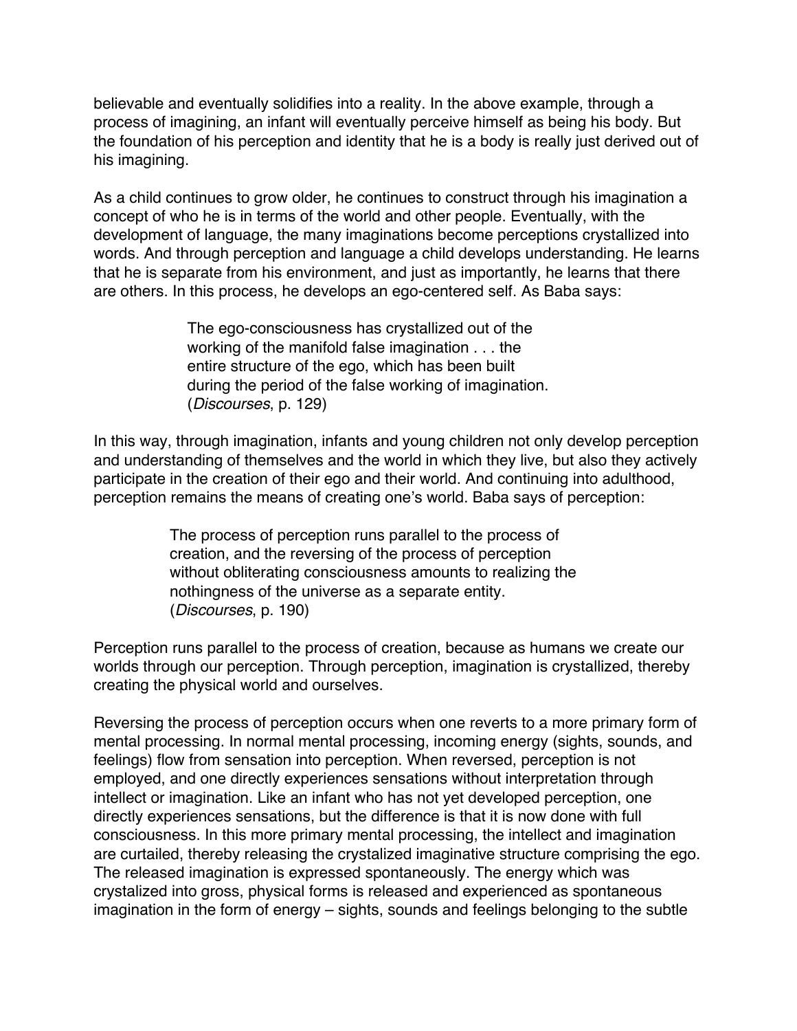believable and eventually solidifies into a reality. In the above example, through a process of imagining, an infant will eventually perceive himself as being his body. But the foundation of his perception and identity that he is a body is really just derived out of his imagining.

As a child continues to grow older, he continues to construct through his imagination a concept of who he is in terms of the world and other people. Eventually, with the development of language, the many imaginations become perceptions crystallized into words. And through perception and language a child develops understanding. He learns that he is separate from his environment, and just as importantly, he learns that there are others. In this process, he develops an ego-centered self. As Baba says:

> The ego-consciousness has crystallized out of the working of the manifold false imagination . . . the entire structure of the ego, which has been built during the period of the false working of imagination. (*Discourses*, p. 129)

In this way, through imagination, infants and young children not only develop perception and understanding of themselves and the world in which they live, but also they actively participate in the creation of their ego and their world. And continuing into adulthood, perception remains the means of creating one's world. Baba says of perception:

> The process of perception runs parallel to the process of creation, and the reversing of the process of perception without obliterating consciousness amounts to realizing the nothingness of the universe as a separate entity. (*Discourses*, p. 190)

Perception runs parallel to the process of creation, because as humans we create our worlds through our perception. Through perception, imagination is crystallized, thereby creating the physical world and ourselves.

Reversing the process of perception occurs when one reverts to a more primary form of mental processing. In normal mental processing, incoming energy (sights, sounds, and feelings) flow from sensation into perception. When reversed, perception is not employed, and one directly experiences sensations without interpretation through intellect or imagination. Like an infant who has not yet developed perception, one directly experiences sensations, but the difference is that it is now done with full consciousness. In this more primary mental processing, the intellect and imagination are curtailed, thereby releasing the crystalized imaginative structure comprising the ego. The released imagination is expressed spontaneously. The energy which was crystalized into gross, physical forms is released and experienced as spontaneous imagination in the form of energy – sights, sounds and feelings belonging to the subtle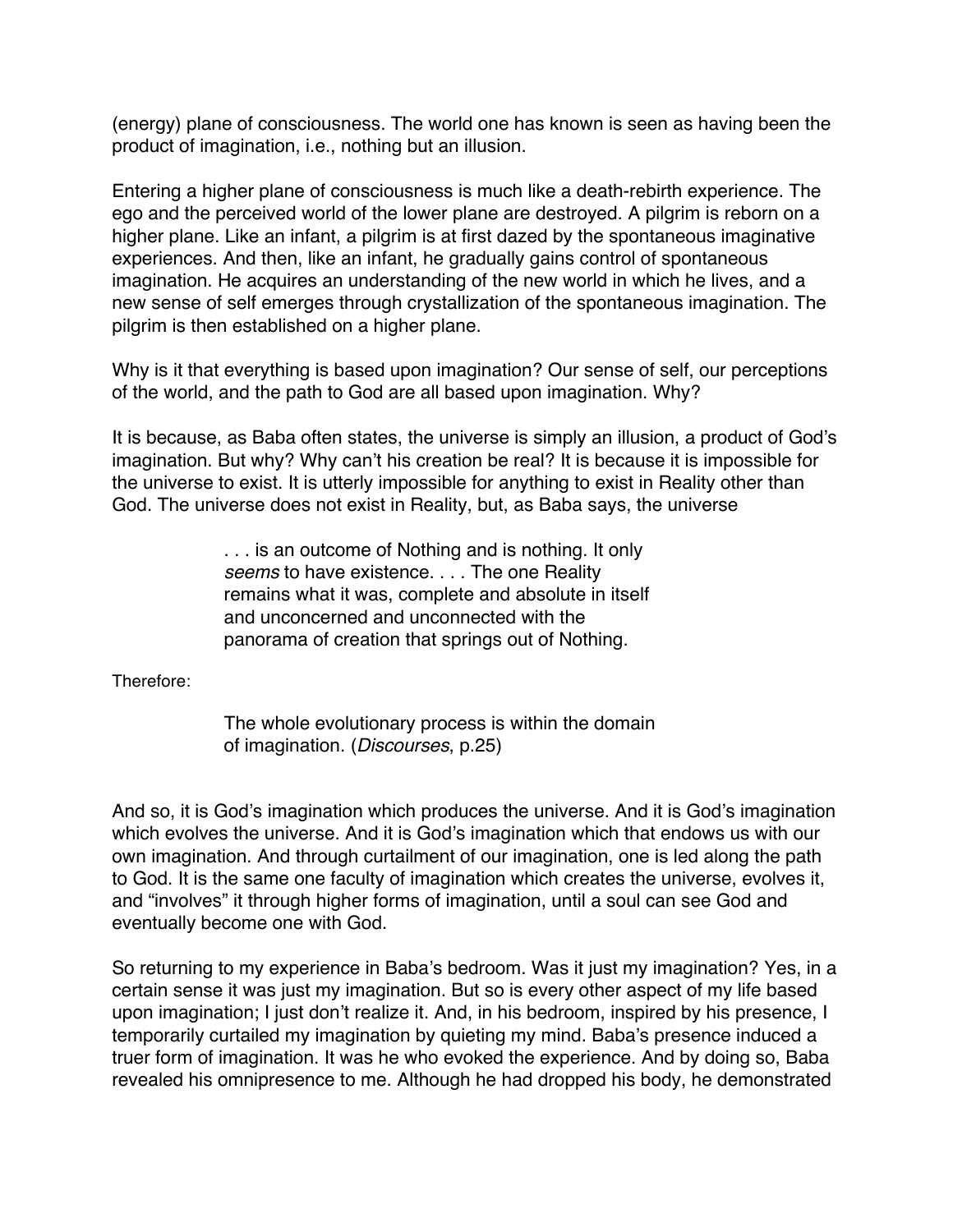(energy) plane of consciousness. The world one has known is seen as having been the product of imagination, i.e., nothing but an illusion.

Entering a higher plane of consciousness is much like a death-rebirth experience. The ego and the perceived world of the lower plane are destroyed. A pilgrim is reborn on a higher plane. Like an infant, a pilgrim is at first dazed by the spontaneous imaginative experiences. And then, like an infant, he gradually gains control of spontaneous imagination. He acquires an understanding of the new world in which he lives, and a new sense of self emerges through crystallization of the spontaneous imagination. The pilgrim is then established on a higher plane.

Why is it that everything is based upon imagination? Our sense of self, our perceptions of the world, and the path to God are all based upon imagination. Why?

It is because, as Baba often states, the universe is simply an illusion, a product of God's imagination. But why? Why can't his creation be real? It is because it is impossible for the universe to exist. It is utterly impossible for anything to exist in Reality other than God. The universe does not exist in Reality, but, as Baba says, the universe

> . . . is an outcome of Nothing and is nothing. It only *seems* to have existence. . . . The one Reality remains what it was, complete and absolute in itself and unconcerned and unconnected with the panorama of creation that springs out of Nothing.

Therefore:

> The whole evolutionary process is within the domain of imagination. (*Discourses*, p.25)

And so, it is God's imagination which produces the universe. And it is God's imagination which evolves the universe. And it is God's imagination which that endows us with our own imagination. And through curtailment of our imagination, one is led along the path to God. It is the same one faculty of imagination which creates the universe, evolves it, and "involves" it through higher forms of imagination, until a soul can see God and eventually become one with God.

So returning to my experience in Baba's bedroom. Was it just my imagination? Yes, in a certain sense it was just my imagination. But so is every other aspect of my life based upon imagination; I just don't realize it. And, in his bedroom, inspired by his presence, I temporarily curtailed my imagination by quieting my mind. Baba's presence induced a truer form of imagination. It was he who evoked the experience. And by doing so, Baba revealed his omnipresence to me. Although he had dropped his body, he demonstrated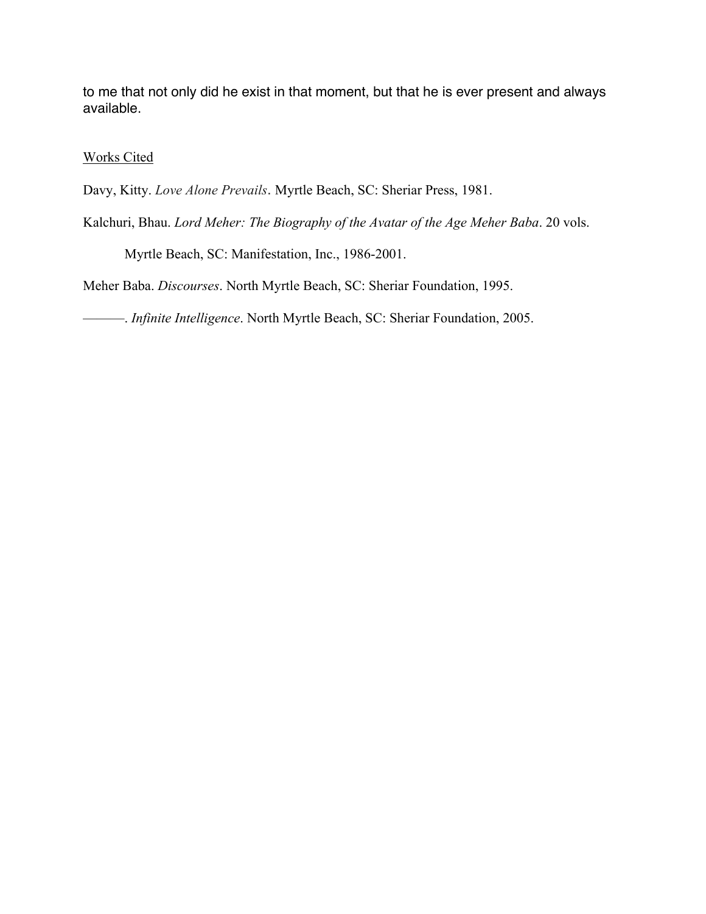to me that not only did he exist in that moment, but that he is ever present and always available.

## Works Cited

Davy, Kitty. *Love Alone Prevails*. Myrtle Beach, SC: Sheriar Press, 1981.

Kalchuri, Bhau. *Lord Meher: The Biography of the Avatar of the Age Meher Baba*. 20 vols. Myrtle Beach, SC: Manifestation, Inc., 1986-2001.

Meher Baba. *Discourses*. North Myrtle Beach, SC: Sheriar Foundation, 1995.

———. *Infinite Intelligence*. North Myrtle Beach, SC: Sheriar Foundation, 2005.